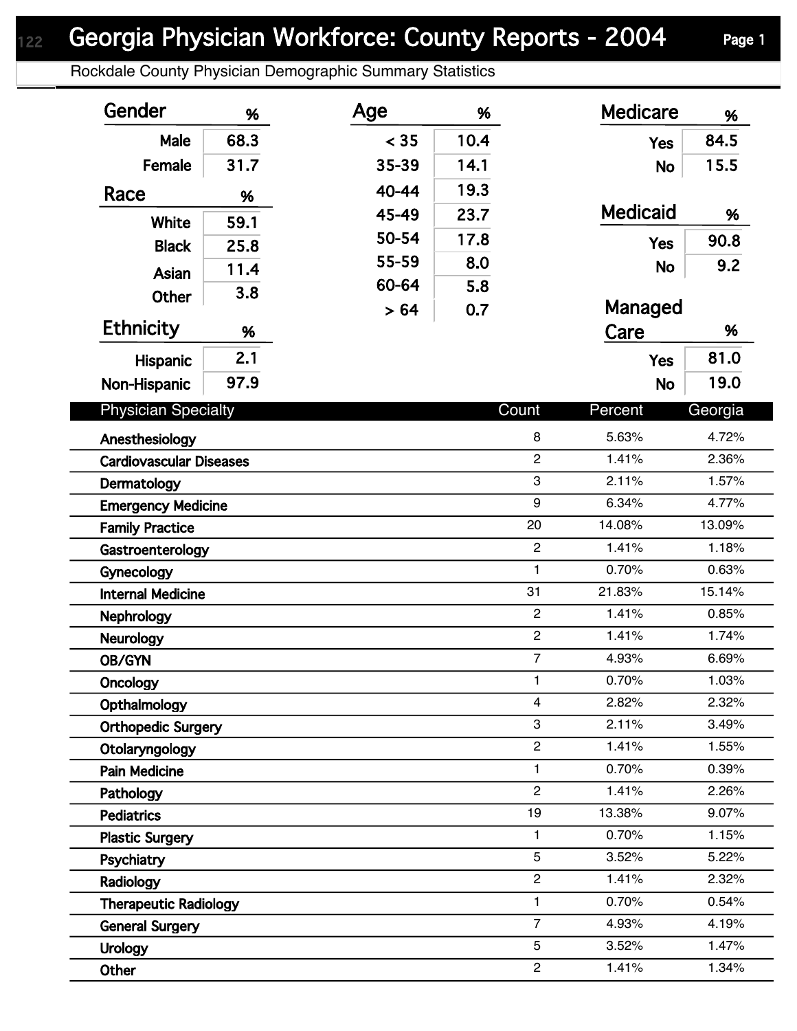# Georgia Physician Workforce: County Reports - 2004

Rockdale County Physician Demographic Summary Statistics

| Gender | % |
|---|---|
| Male | 68.3 |
| Female | 31.7 |

| Race | % |
|---|---|
| White | 59.1 |
| Black | 25.8 |
| Asian | 11.4 |
| Other | 3.8 |

| Ethnicity | % |
|---|---|
| Hispanic | 2.1 |
| Non-Hispanic | 97.9 |

| Age | % |
|---|---|
| < 35 | 10.4 |
| 35-39 | 14.1 |
| 40-44 | 19.3 |
| 45-49 | 23.7 |
| 50-54 | 17.8 |
| 55-59 | 8.0 |
| 60-64 | 5.8 |
| > 64 | 0.7 |

| Medicare | % |
|---|---|
| Yes | 84.5 |
| No | 15.5 |

| Medicaid | % |
|---|---|
| Yes | 90.8 |
| No | 9.2 |

| Managed Care | % |
|---|---|
| Yes | 81.0 |
| No | 19.0 |

| Physician Specialty | Count | Percent | Georgia |
|---|---|---|---|
| Anesthesiology | 8 | 5.63% | 4.72% |
| Cardiovascular Diseases | 2 | 1.41% | 2.36% |
| Dermatology | 3 | 2.11% | 1.57% |
| Emergency Medicine | 9 | 6.34% | 4.77% |
| Family Practice | 20 | 14.08% | 13.09% |
| Gastroenterology | 2 | 1.41% | 1.18% |
| Gynecology | 1 | 0.70% | 0.63% |
| Internal Medicine | 31 | 21.83% | 15.14% |
| Nephrology | 2 | 1.41% | 0.85% |
| Neurology | 2 | 1.41% | 1.74% |
| OB/GYN | 7 | 4.93% | 6.69% |
| Oncology | 1 | 0.70% | 1.03% |
| Opthalmology | 4 | 2.82% | 2.32% |
| Orthopedic Surgery | 3 | 2.11% | 3.49% |
| Otolaryngology | 2 | 1.41% | 1.55% |
| Pain Medicine | 1 | 0.70% | 0.39% |
| Pathology | 2 | 1.41% | 2.26% |
| Pediatrics | 19 | 13.38% | 9.07% |
| Plastic Surgery | 1 | 0.70% | 1.15% |
| Psychiatry | 5 | 3.52% | 5.22% |
| Radiology | 2 | 1.41% | 2.32% |
| Therapeutic Radiology | 1 | 0.70% | 0.54% |
| General Surgery | 7 | 4.93% | 4.19% |
| Urology | 5 | 3.52% | 1.47% |
| Other | 2 | 1.41% | 1.34% |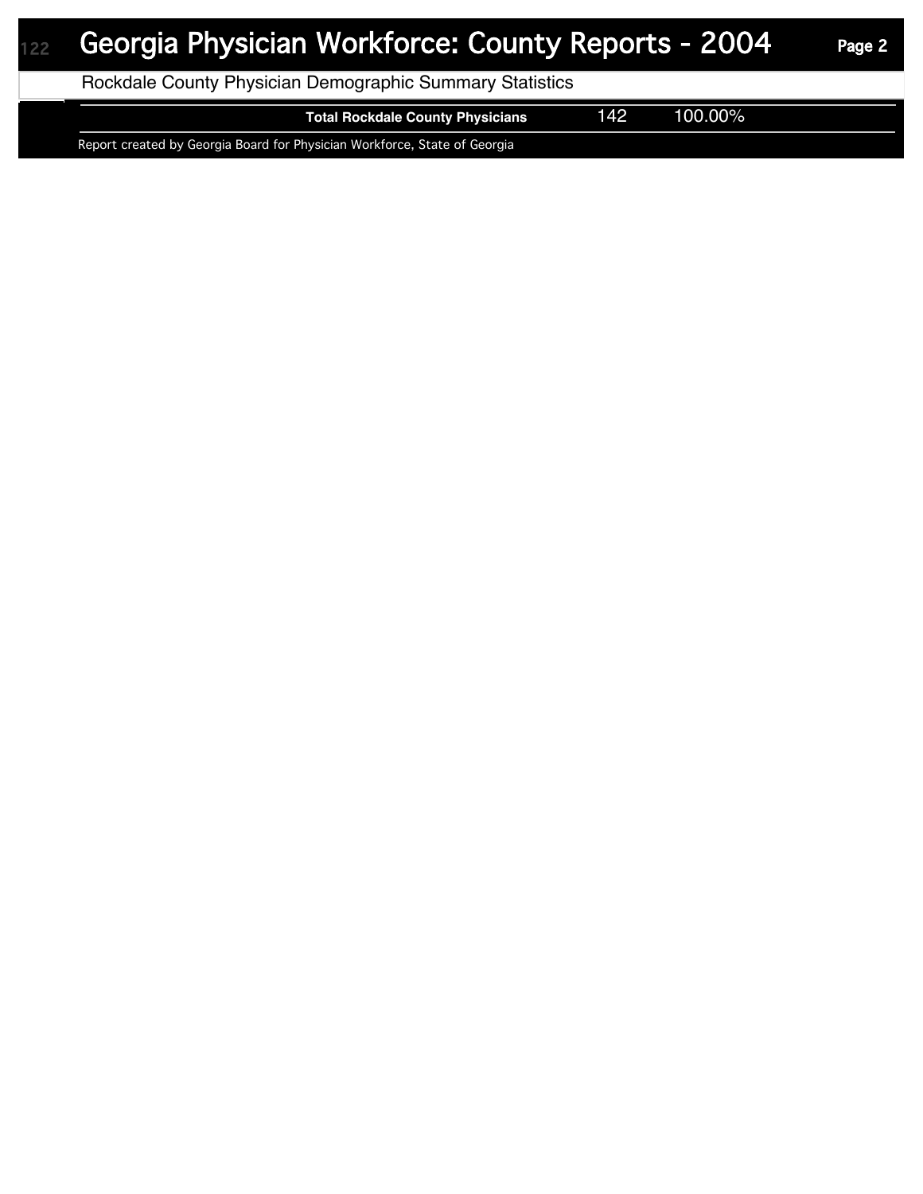## Rockdale County Physician Demographic Summary Statistics

| | | |
|---|---|---|
| **Total Rockdale County Physicians** | 142 | 100.00% |

Report created by Georgia Board for Physician Workforce, State of Georgia